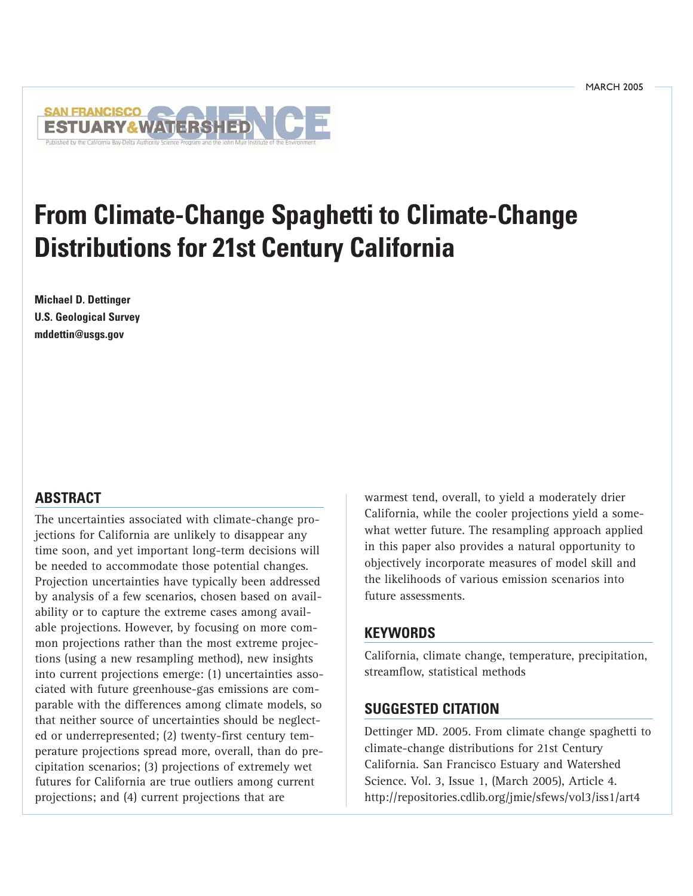# From Climate-Change Spaghetti to Climate-Change Distributions for 21st Century California

**Michael D. Dettinger**
**U.S. Geological Survey**
**mddettin@usgs.gov**

## ABSTRACT

The uncertainties associated with climate-change projections for California are unlikely to disappear any time soon, and yet important long-term decisions will be needed to accommodate those potential changes. Projection uncertainties have typically been addressed by analysis of a few scenarios, chosen based on availability or to capture the extreme cases among available projections. However, by focusing on more common projections rather than the most extreme projections (using a new resampling method), new insights into current projections emerge: (1) uncertainties associated with future greenhouse-gas emissions are comparable with the differences among climate models, so that neither source of uncertainties should be neglected or underrepresented; (2) twenty-first century temperature projections spread more, overall, than do precipitation scenarios; (3) projections of extremely wet futures for California are true outliers among current projections; and (4) current projections that are warmest tend, overall, to yield a moderately drier California, while the cooler projections yield a somewhat wetter future. The resampling approach applied in this paper also provides a natural opportunity to objectively incorporate measures of model skill and the likelihoods of various emission scenarios into future assessments.

## KEYWORDS

California, climate change, temperature, precipitation, streamflow, statistical methods

## SUGGESTED CITATION

Dettinger MD. 2005. From climate change spaghetti to climate-change distributions for 21st Century California. San Francisco Estuary and Watershed Science. Vol. 3, Issue 1, (March 2005), Article 4. http://repositories.cdlib.org/jmie/sfews/vol3/iss1/art4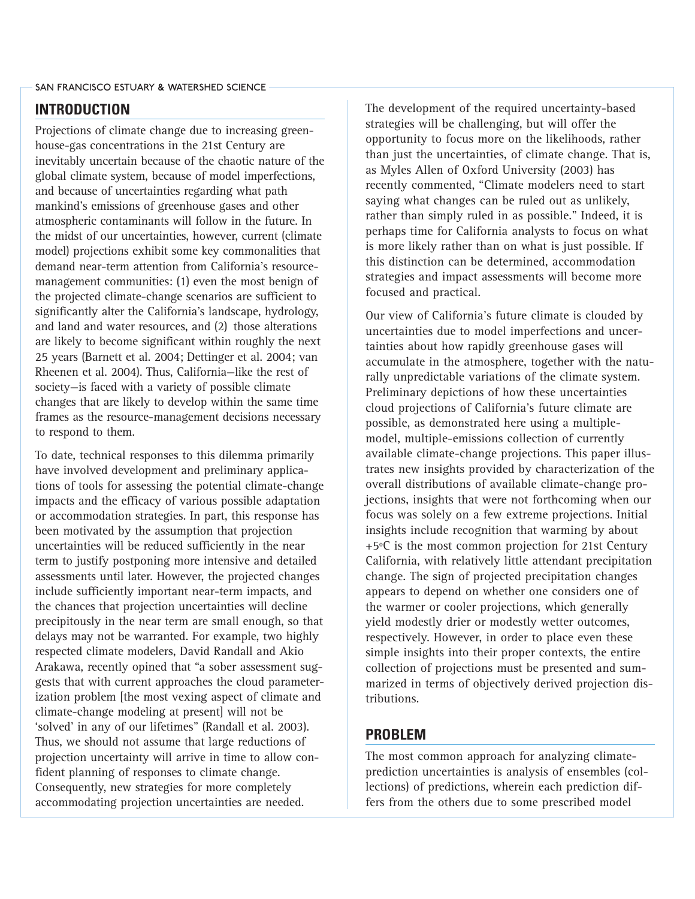## INTRODUCTION

Projections of climate change due to increasing greenhouse-gas concentrations in the 21st Century are inevitably uncertain because of the chaotic nature of the global climate system, because of model imperfections, and because of uncertainties regarding what path mankind's emissions of greenhouse gases and other atmospheric contaminants will follow in the future. In the midst of our uncertainties, however, current (climate model) projections exhibit some key commonalities that demand near-term attention from California's resource-management communities: (1) even the most benign of the projected climate-change scenarios are sufficient to significantly alter the California's landscape, hydrology, and land and water resources, and (2) those alterations are likely to become significant within roughly the next 25 years (Barnett et al. 2004; Dettinger et al. 2004; van Rheenen et al. 2004). Thus, California—like the rest of society—is faced with a variety of possible climate changes that are likely to develop within the same time frames as the resource-management decisions necessary to respond to them.

To date, technical responses to this dilemma primarily have involved development and preliminary applications of tools for assessing the potential climate-change impacts and the efficacy of various possible adaptation or accommodation strategies. In part, this response has been motivated by the assumption that projection uncertainties will be reduced sufficiently in the near term to justify postponing more intensive and detailed assessments until later. However, the projected changes include sufficiently important near-term impacts, and the chances that projection uncertainties will decline precipitously in the near term are small enough, so that delays may not be warranted. For example, two highly respected climate modelers, David Randall and Akio Arakawa, recently opined that "a sober assessment suggests that with current approaches the cloud parameterization problem [the most vexing aspect of climate and climate-change modeling at present] will not be 'solved' in any of our lifetimes" (Randall et al. 2003). Thus, we should not assume that large reductions of projection uncertainty will arrive in time to allow confident planning of responses to climate change. Consequently, new strategies for more completely accommodating projection uncertainties are needed.

The development of the required uncertainty-based strategies will be challenging, but will offer the opportunity to focus more on the likelihoods, rather than just the uncertainties, of climate change. That is, as Myles Allen of Oxford University (2003) has recently commented, "Climate modelers need to start saying what changes can be ruled out as unlikely, rather than simply ruled in as possible." Indeed, it is perhaps time for California analysts to focus on what is more likely rather than on what is just possible. If this distinction can be determined, accommodation strategies and impact assessments will become more focused and practical.

Our view of California's future climate is clouded by uncertainties due to model imperfections and uncertainties about how rapidly greenhouse gases will accumulate in the atmosphere, together with the naturally unpredictable variations of the climate system. Preliminary depictions of how these uncertainties cloud projections of California's future climate are possible, as demonstrated here using a multiple-model, multiple-emissions collection of currently available climate-change projections. This paper illustrates new insights provided by characterization of the overall distributions of available climate-change projections, insights that were not forthcoming when our focus was solely on a few extreme projections. Initial insights include recognition that warming by about +5°C is the most common projection for 21st Century California, with relatively little attendant precipitation change. The sign of projected precipitation changes appears to depend on whether one considers one of the warmer or cooler projections, which generally yield modestly drier or modestly wetter outcomes, respectively. However, in order to place even these simple insights into their proper contexts, the entire collection of projections must be presented and summarized in terms of objectively derived projection distributions.

## PROBLEM

The most common approach for analyzing climate-prediction uncertainties is analysis of ensembles (collections) of predictions, wherein each prediction differs from the others due to some prescribed model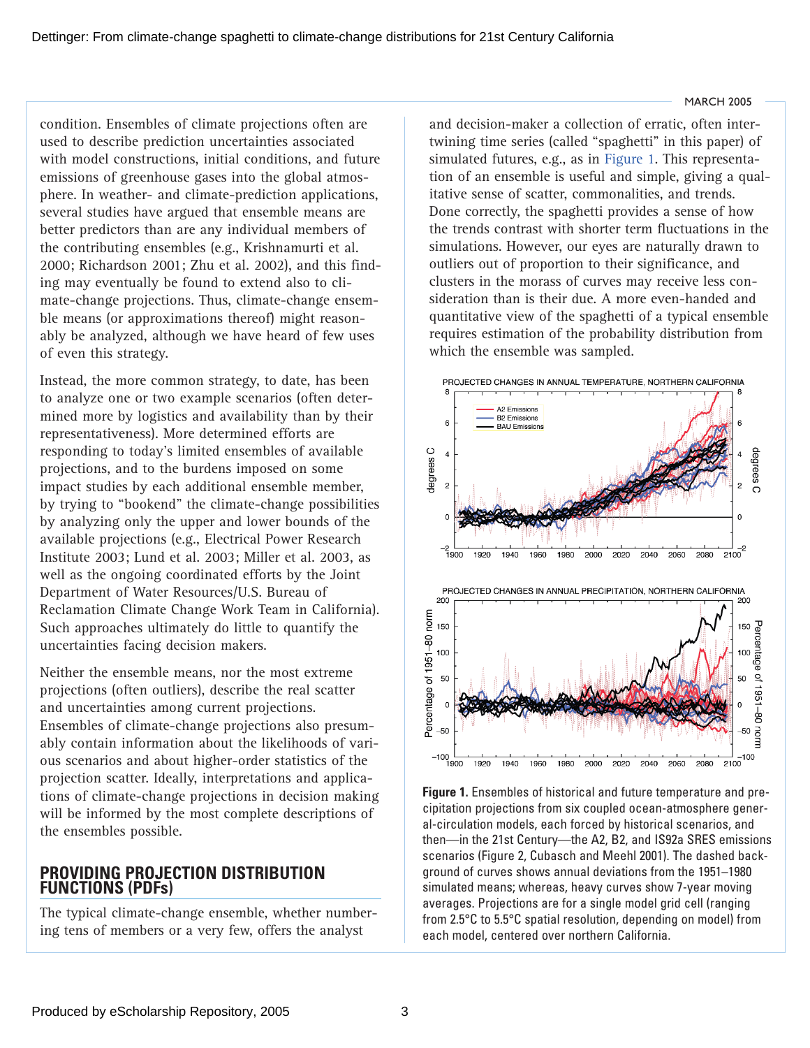condition. Ensembles of climate projections often are used to describe prediction uncertainties associated with model constructions, initial conditions, and future emissions of greenhouse gases into the global atmosphere. In weather- and climate-prediction applications, several studies have argued that ensemble means are better predictors than are any individual members of the contributing ensembles (e.g., Krishnamurti et al. 2000; Richardson 2001; Zhu et al. 2002), and this finding may eventually be found to extend also to climate-change projections. Thus, climate-change ensemble means (or approximations thereof) might reasonably be analyzed, although we have heard of few uses of even this strategy.

Instead, the more common strategy, to date, has been to analyze one or two example scenarios (often determined more by logistics and availability than by their representativeness). More determined efforts are responding to today's limited ensembles of available projections, and to the burdens imposed on some impact studies by each additional ensemble member, by trying to "bookend" the climate-change possibilities by analyzing only the upper and lower bounds of the available projections (e.g., Electrical Power Research Institute 2003; Lund et al. 2003; Miller et al. 2003, as well as the ongoing coordinated efforts by the Joint Department of Water Resources/U.S. Bureau of Reclamation Climate Change Work Team in California). Such approaches ultimately do little to quantify the uncertainties facing decision makers.

Neither the ensemble means, nor the most extreme projections (often outliers), describe the real scatter and uncertainties among current projections. Ensembles of climate-change projections also presumably contain information about the likelihoods of various scenarios and about higher-order statistics of the projection scatter. Ideally, interpretations and applications of climate-change projections in decision making will be informed by the most complete descriptions of the ensembles possible.

## PROVIDING PROJECTION DISTRIBUTION FUNCTIONS (PDFs)

The typical climate-change ensemble, whether numbering tens of members or a very few, offers the analyst and decision-maker a collection of erratic, often intertwining time series (called "spaghetti" in this paper) of simulated futures, e.g., as in Figure 1. This representation of an ensemble is useful and simple, giving a qualitative sense of scatter, commonalities, and trends. Done correctly, the spaghetti provides a sense of how the trends contrast with shorter term fluctuations in the simulations. However, our eyes are naturally drawn to outliers out of proportion to their significance, and clusters in the morass of curves may receive less consideration than is their due. A more even-handed and quantitative view of the spaghetti of a typical ensemble requires estimation of the probability distribution from which the ensemble was sampled.

**Figure 1.** Ensembles of historical and future temperature and precipitation projections from six coupled ocean-atmosphere general-circulation models, each forced by historical scenarios, and then—in the 21st Century—the A2, B2, and IS92a SRES emissions scenarios (Figure 2, Cubasch and Meehl 2001). The dashed background of curves shows annual deviations from the 1951–1980 simulated means; whereas, heavy curves show 7-year moving averages. Projections are for a single model grid cell (ranging from 2.5°C to 5.5°C spatial resolution, depending on model) from each model, centered over northern California.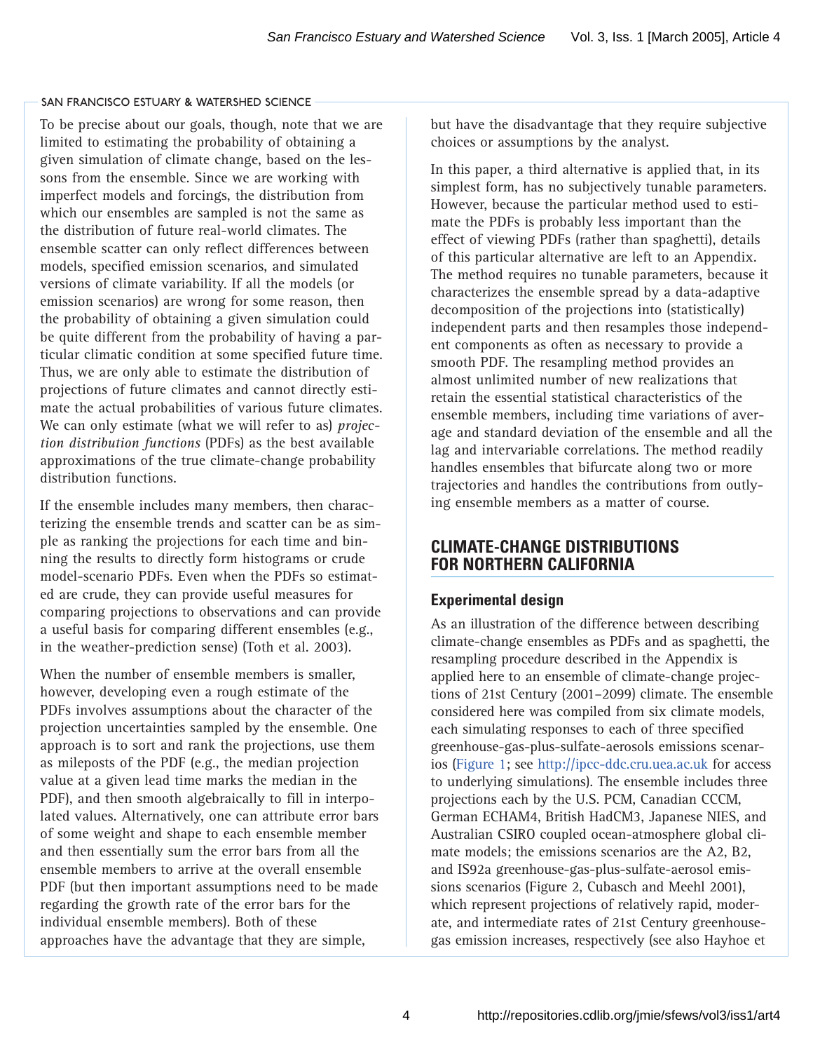To be precise about our goals, though, note that we are limited to estimating the probability of obtaining a given simulation of climate change, based on the lessons from the ensemble. Since we are working with imperfect models and forcings, the distribution from which our ensembles are sampled is not the same as the distribution of future real-world climates. The ensemble scatter can only reflect differences between models, specified emission scenarios, and simulated versions of climate variability. If all the models (or emission scenarios) are wrong for some reason, then the probability of obtaining a given simulation could be quite different from the probability of having a particular climatic condition at some specified future time. Thus, we are only able to estimate the distribution of projections of future climates and cannot directly estimate the actual probabilities of various future climates. We can only estimate (what we will refer to as) *projection distribution functions* (PDFs) as the best available approximations of the true climate-change probability distribution functions.

If the ensemble includes many members, then characterizing the ensemble trends and scatter can be as simple as ranking the projections for each time and binning the results to directly form histograms or crude model-scenario PDFs. Even when the PDFs so estimated are crude, they can provide useful measures for comparing projections to observations and can provide a useful basis for comparing different ensembles (e.g., in the weather-prediction sense) (Toth et al. 2003).

When the number of ensemble members is smaller, however, developing even a rough estimate of the PDFs involves assumptions about the character of the projection uncertainties sampled by the ensemble. One approach is to sort and rank the projections, use them as mileposts of the PDF (e.g., the median projection value at a given lead time marks the median in the PDF), and then smooth algebraically to fill in interpolated values. Alternatively, one can attribute error bars of some weight and shape to each ensemble member and then essentially sum the error bars from all the ensemble members to arrive at the overall ensemble PDF (but then important assumptions need to be made regarding the growth rate of the error bars for the individual ensemble members). Both of these approaches have the advantage that they are simple, but have the disadvantage that they require subjective choices or assumptions by the analyst.

In this paper, a third alternative is applied that, in its simplest form, has no subjectively tunable parameters. However, because the particular method used to estimate the PDFs is probably less important than the effect of viewing PDFs (rather than spaghetti), details of this particular alternative are left to an Appendix. The method requires no tunable parameters, because it characterizes the ensemble spread by a data-adaptive decomposition of the projections into (statistically) independent parts and then resamples those independent components as often as necessary to provide a smooth PDF. The resampling method provides an almost unlimited number of new realizations that retain the essential statistical characteristics of the ensemble members, including time variations of average and standard deviation of the ensemble and all the lag and intervariable correlations. The method readily handles ensembles that bifurcate along two or more trajectories and handles the contributions from outlying ensemble members as a matter of course.

## CLIMATE-CHANGE DISTRIBUTIONS FOR NORTHERN CALIFORNIA

### Experimental design

As an illustration of the difference between describing climate-change ensembles as PDFs and as spaghetti, the resampling procedure described in the Appendix is applied here to an ensemble of climate-change projections of 21st Century (2001–2099) climate. The ensemble considered here was compiled from six climate models, each simulating responses to each of three specified greenhouse-gas-plus-sulfate-aerosols emissions scenarios (Figure 1; see http://ipcc-ddc.cru.uea.ac.uk for access to underlying simulations). The ensemble includes three projections each by the U.S. PCM, Canadian CCCM, German ECHAM4, British HadCM3, Japanese NIES, and Australian CSIRO coupled ocean-atmosphere global climate models; the emissions scenarios are the A2, B2, and IS92a greenhouse-gas-plus-sulfate-aerosol emissions scenarios (Figure 2, Cubasch and Meehl 2001), which represent projections of relatively rapid, moderate, and intermediate rates of 21st Century greenhouse-gas emission increases, respectively (see also Hayhoe et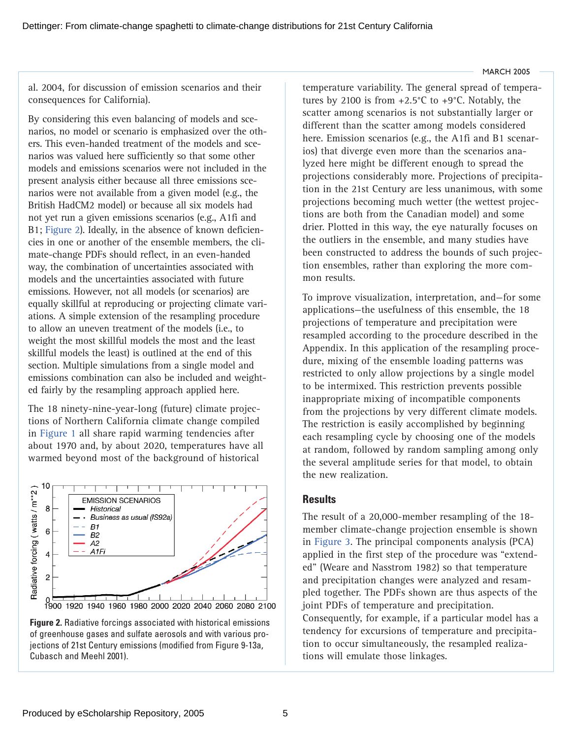al. 2004, for discussion of emission scenarios and their consequences for California).

By considering this even balancing of models and scenarios, no model or scenario is emphasized over the others. This even-handed treatment of the models and scenarios was valued here sufficiently so that some other models and emissions scenarios were not included in the present analysis either because all three emissions scenarios were not available from a given model (e.g., the British HadCM2 model) or because all six models had not yet run a given emissions scenarios (e.g., A1fi and B1; Figure 2). Ideally, in the absence of known deficiencies in one or another of the ensemble members, the climate-change PDFs should reflect, in an even-handed way, the combination of uncertainties associated with models and the uncertainties associated with future emissions. However, not all models (or scenarios) are equally skillful at reproducing or projecting climate variations. A simple extension of the resampling procedure to allow an uneven treatment of the models (i.e., to weight the most skillful models the most and the least skillful models the least) is outlined at the end of this section. Multiple simulations from a single model and emissions combination can also be included and weighted fairly by the resampling approach applied here.

The 18 ninety-nine-year-long (future) climate projections of Northern California climate change compiled in Figure 1 all share rapid warming tendencies after about 1970 and, by about 2020, temperatures have all warmed beyond most of the background of historical temperature variability. The general spread of temperatures by 2100 is from +2.5°C to +9°C. Notably, the scatter among scenarios is not substantially larger or different than the scatter among models considered here. Emission scenarios (e.g., the A1fi and B1 scenarios) that diverge even more than the scenarios analyzed here might be different enough to spread the projections considerably more. Projections of precipitation in the 21st Century are less unanimous, with some projections becoming much wetter (the wettest projections are both from the Canadian model) and some drier. Plotted in this way, the eye naturally focuses on the outliers in the ensemble, and many studies have been constructed to address the bounds of such projection ensembles, rather than exploring the more common results.

**Figure 2.** Radiative forcings associated with historical emissions of greenhouse gases and sulfate aerosols and with various projections of 21st Century emissions (modified from Figure 9-13a, Cubasch and Meehl 2001).

To improve visualization, interpretation, and—for some applications—the usefulness of this ensemble, the 18 projections of temperature and precipitation were resampled according to the procedure described in the Appendix. In this application of the resampling procedure, mixing of the ensemble loading patterns was restricted to only allow projections by a single model to be intermixed. This restriction prevents possible inappropriate mixing of incompatible components from the projections by very different climate models. The restriction is easily accomplished by beginning each resampling cycle by choosing one of the models at random, followed by random sampling among only the several amplitude series for that model, to obtain the new realization.

## Results

The result of a 20,000-member resampling of the 18-member climate-change projection ensemble is shown in Figure 3. The principal components analysis (PCA) applied in the first step of the procedure was "extended" (Weare and Nasstrom 1982) so that temperature and precipitation changes were analyzed and resampled together. The PDFs shown are thus aspects of the joint PDFs of temperature and precipitation. Consequently, for example, if a particular model has a tendency for excursions of temperature and precipitation to occur simultaneously, the resampled realizations will emulate those linkages.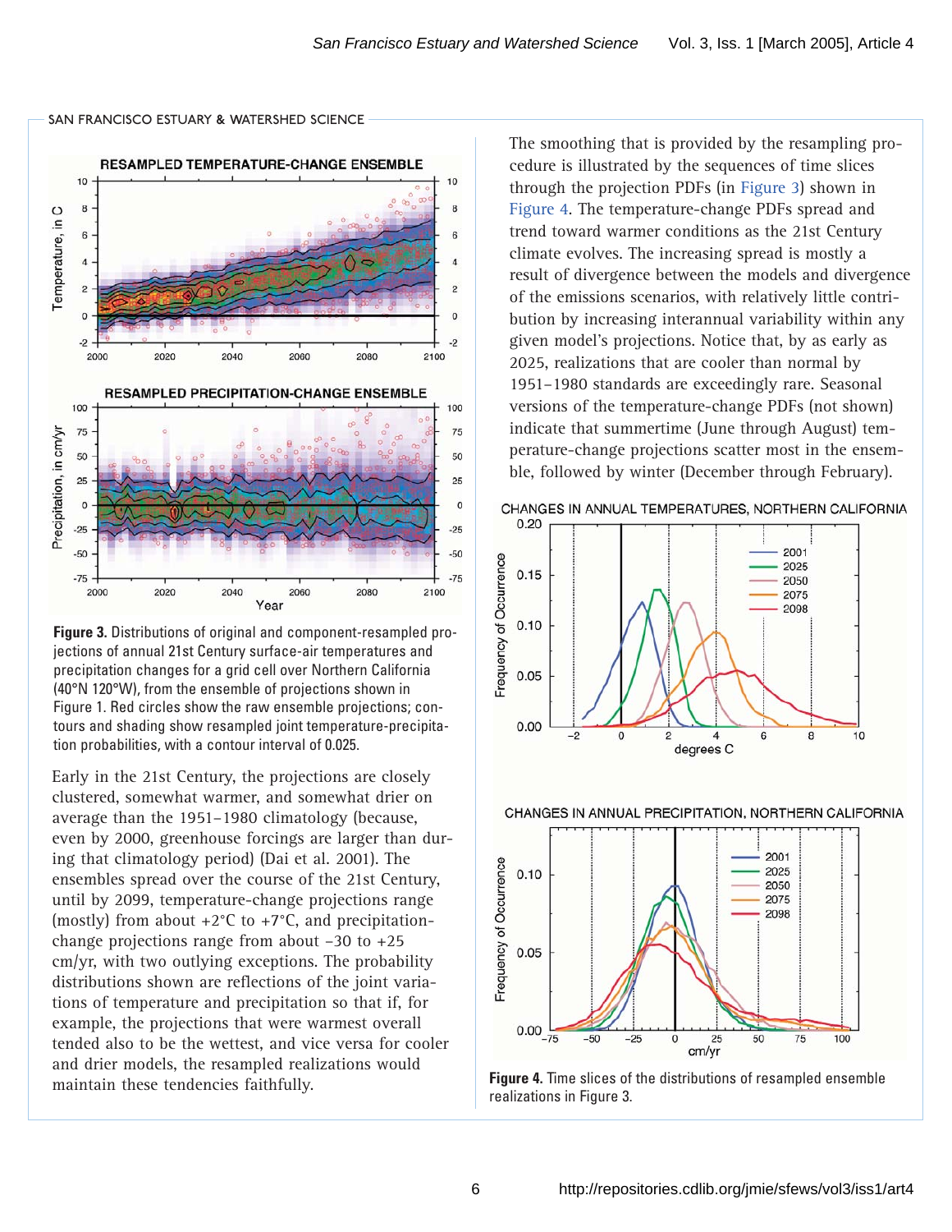**Figure 3.** Distributions of original and component-resampled projections of annual 21st Century surface-air temperatures and precipitation changes for a grid cell over Northern California (40°N 120°W), from the ensemble of projections shown in Figure 1. Red circles show the raw ensemble projections; contours and shading show resampled joint temperature-precipitation probabilities, with a contour interval of 0.025.

Early in the 21st Century, the projections are closely clustered, somewhat warmer, and somewhat drier on average than the 1951–1980 climatology (because, even by 2000, greenhouse forcings are larger than during that climatology period) (Dai et al. 2001). The ensembles spread over the course of the 21st Century, until by 2099, temperature-change projections range (mostly) from about +2°C to +7°C, and precipitation-change projections range from about –30 to +25 cm/yr, with two outlying exceptions. The probability distributions shown are reflections of the joint variations of temperature and precipitation so that if, for example, the projections that were warmest overall tended also to be the wettest, and vice versa for cooler and drier models, the resampled realizations would maintain these tendencies faithfully.

The smoothing that is provided by the resampling procedure is illustrated by the sequences of time slices through the projection PDFs (in Figure 3) shown in Figure 4. The temperature-change PDFs spread and trend toward warmer conditions as the 21st Century climate evolves. The increasing spread is mostly a result of divergence between the models and divergence of the emissions scenarios, with relatively little contribution by increasing interannual variability within any given model's projections. Notice that, by as early as 2025, realizations that are cooler than normal by 1951–1980 standards are exceedingly rare. Seasonal versions of the temperature-change PDFs (not shown) indicate that summertime (June through August) temperature-change projections scatter most in the ensemble, followed by winter (December through February).

**Figure 4.** Time slices of the distributions of resampled ensemble realizations in Figure 3.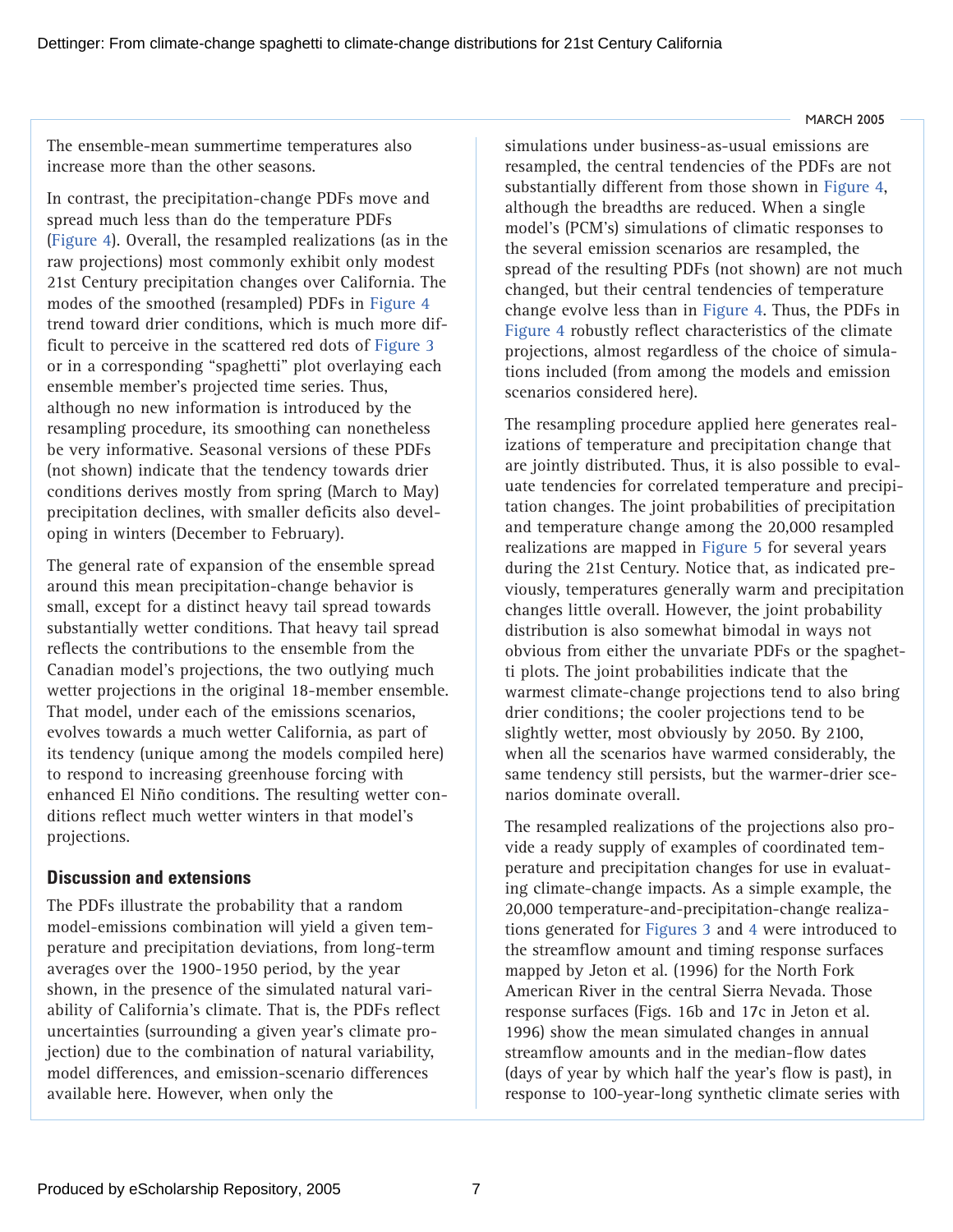The ensemble-mean summertime temperatures also increase more than the other seasons.

In contrast, the precipitation-change PDFs move and spread much less than do the temperature PDFs (Figure 4). Overall, the resampled realizations (as in the raw projections) most commonly exhibit only modest 21st Century precipitation changes over California. The modes of the smoothed (resampled) PDFs in Figure 4 trend toward drier conditions, which is much more difficult to perceive in the scattered red dots of Figure 3 or in a corresponding "spaghetti" plot overlaying each ensemble member's projected time series. Thus, although no new information is introduced by the resampling procedure, its smoothing can nonetheless be very informative. Seasonal versions of these PDFs (not shown) indicate that the tendency towards drier conditions derives mostly from spring (March to May) precipitation declines, with smaller deficits also developing in winters (December to February).

The general rate of expansion of the ensemble spread around this mean precipitation-change behavior is small, except for a distinct heavy tail spread towards substantially wetter conditions. That heavy tail spread reflects the contributions to the ensemble from the Canadian model's projections, the two outlying much wetter projections in the original 18-member ensemble. That model, under each of the emissions scenarios, evolves towards a much wetter California, as part of its tendency (unique among the models compiled here) to respond to increasing greenhouse forcing with enhanced El Niño conditions. The resulting wetter conditions reflect much wetter winters in that model's projections.

## Discussion and extensions

The PDFs illustrate the probability that a random model-emissions combination will yield a given temperature and precipitation deviations, from long-term averages over the 1900-1950 period, by the year shown, in the presence of the simulated natural variability of California's climate. That is, the PDFs reflect uncertainties (surrounding a given year's climate projection) due to the combination of natural variability, model differences, and emission-scenario differences available here. However, when only the simulations under business-as-usual emissions are resampled, the central tendencies of the PDFs are not substantially different from those shown in Figure 4, although the breadths are reduced. When a single model's (PCM's) simulations of climatic responses to the several emission scenarios are resampled, the spread of the resulting PDFs (not shown) are not much changed, but their central tendencies of temperature change evolve less than in Figure 4. Thus, the PDFs in Figure 4 robustly reflect characteristics of the climate projections, almost regardless of the choice of simulations included (from among the models and emission scenarios considered here).

The resampling procedure applied here generates realizations of temperature and precipitation change that are jointly distributed. Thus, it is also possible to evaluate tendencies for correlated temperature and precipitation changes. The joint probabilities of precipitation and temperature change among the 20,000 resampled realizations are mapped in Figure 5 for several years during the 21st Century. Notice that, as indicated previously, temperatures generally warm and precipitation changes little overall. However, the joint probability distribution is also somewhat bimodal in ways not obvious from either the univariate PDFs or the spaghetti plots. The joint probabilities indicate that the warmest climate-change projections tend to also bring drier conditions; the cooler projections tend to be slightly wetter, most obviously by 2050. By 2100, when all the scenarios have warmed considerably, the same tendency still persists, but the warmer-drier scenarios dominate overall.

The resampled realizations of the projections also provide a ready supply of examples of coordinated temperature and precipitation changes for use in evaluating climate-change impacts. As a simple example, the 20,000 temperature-and-precipitation-change realizations generated for Figures 3 and 4 were introduced to the streamflow amount and timing response surfaces mapped by Jeton et al. (1996) for the North Fork American River in the central Sierra Nevada. Those response surfaces (Figs. 16b and 17c in Jeton et al. 1996) show the mean simulated changes in annual streamflow amounts and in the median-flow dates (days of year by which half the year's flow is past), in response to 100-year-long synthetic climate series with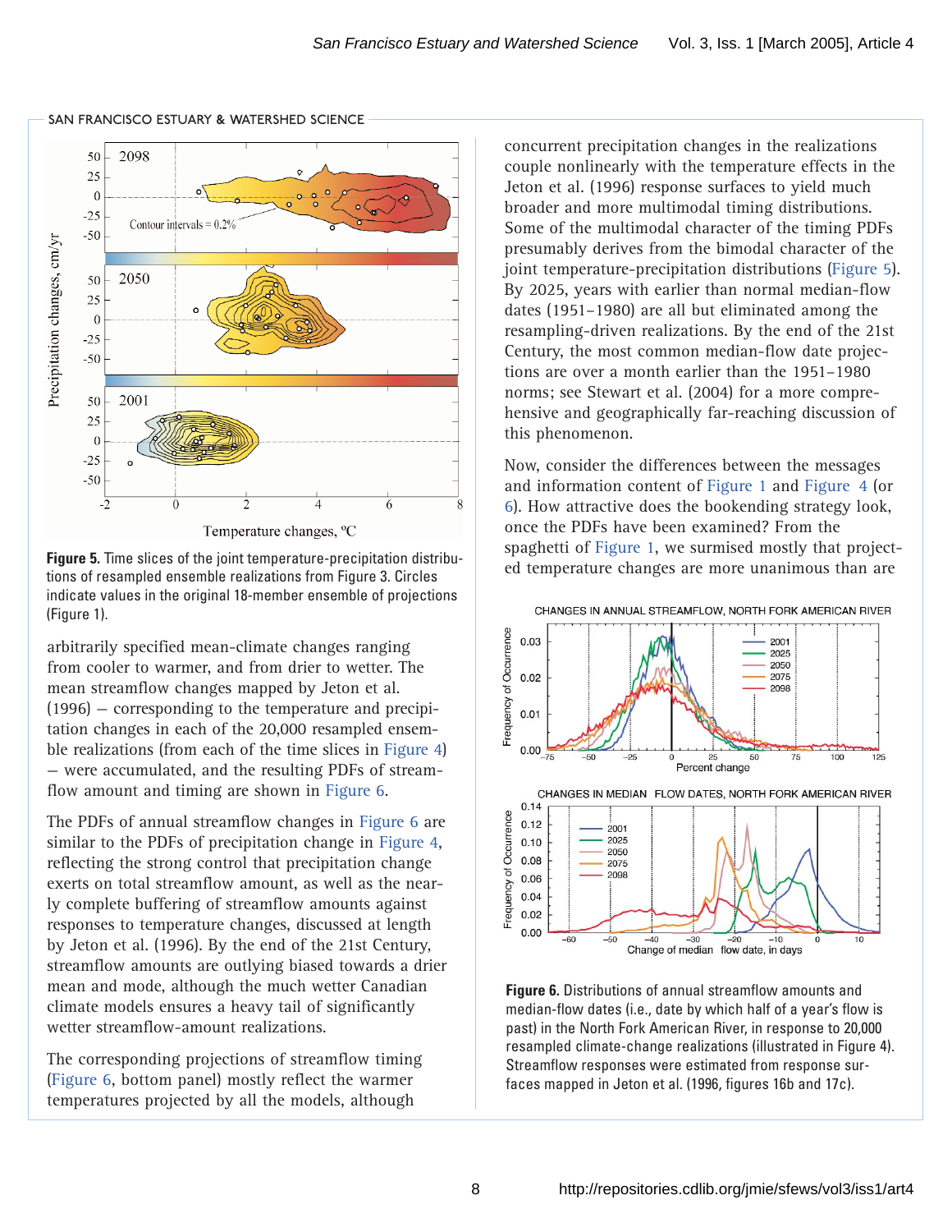Figure 5. Time slices of the joint temperature-precipitation distributions of resampled ensemble realizations from Figure 3. Circles indicate values in the original 18-member ensemble of projections (Figure 1).

arbitrarily specified mean-climate changes ranging from cooler to warmer, and from drier to wetter. The mean streamflow changes mapped by Jeton et al. (1996) — corresponding to the temperature and precipitation changes in each of the 20,000 resampled ensemble realizations (from each of the time slices in Figure 4) — were accumulated, and the resulting PDFs of streamflow amount and timing are shown in Figure 6.

The PDFs of annual streamflow changes in Figure 6 are similar to the PDFs of precipitation change in Figure 4, reflecting the strong control that precipitation change exerts on total streamflow amount, as well as the nearly complete buffering of streamflow amounts against responses to temperature changes, discussed at length by Jeton et al. (1996). By the end of the 21st Century, streamflow amounts are outlying biased towards a drier mean and mode, although the much wetter Canadian climate models ensures a heavy tail of significantly wetter streamflow-amount realizations.

The corresponding projections of streamflow timing (Figure 6, bottom panel) mostly reflect the warmer temperatures projected by all the models, although concurrent precipitation changes in the realizations couple nonlinearly with the temperature effects in the Jeton et al. (1996) response surfaces to yield much broader and more multimodal timing distributions. Some of the multimodal character of the timing PDFs presumably derives from the bimodal character of the joint temperature-precipitation distributions (Figure 5). By 2025, years with earlier than normal median-flow dates (1951–1980) are all but eliminated among the resampling-driven realizations. By the end of the 21st Century, the most common median-flow date projections are over a month earlier than the 1951–1980 norms; see Stewart et al. (2004) for a more comprehensive and geographically far-reaching discussion of this phenomenon.

Now, consider the differences between the messages and information content of Figure 1 and Figure 4 (or 6). How attractive does the bookending strategy look, once the PDFs have been examined? From the spaghetti of Figure 1, we surmised mostly that projected temperature changes are more unanimous than are

Figure 6. Distributions of annual streamflow amounts and median-flow dates (i.e., date by which half of a year's flow is past) in the North Fork American River, in response to 20,000 resampled climate-change realizations (illustrated in Figure 4). Streamflow responses were estimated from response surfaces mapped in Jeton et al. (1996, figures 16b and 17c).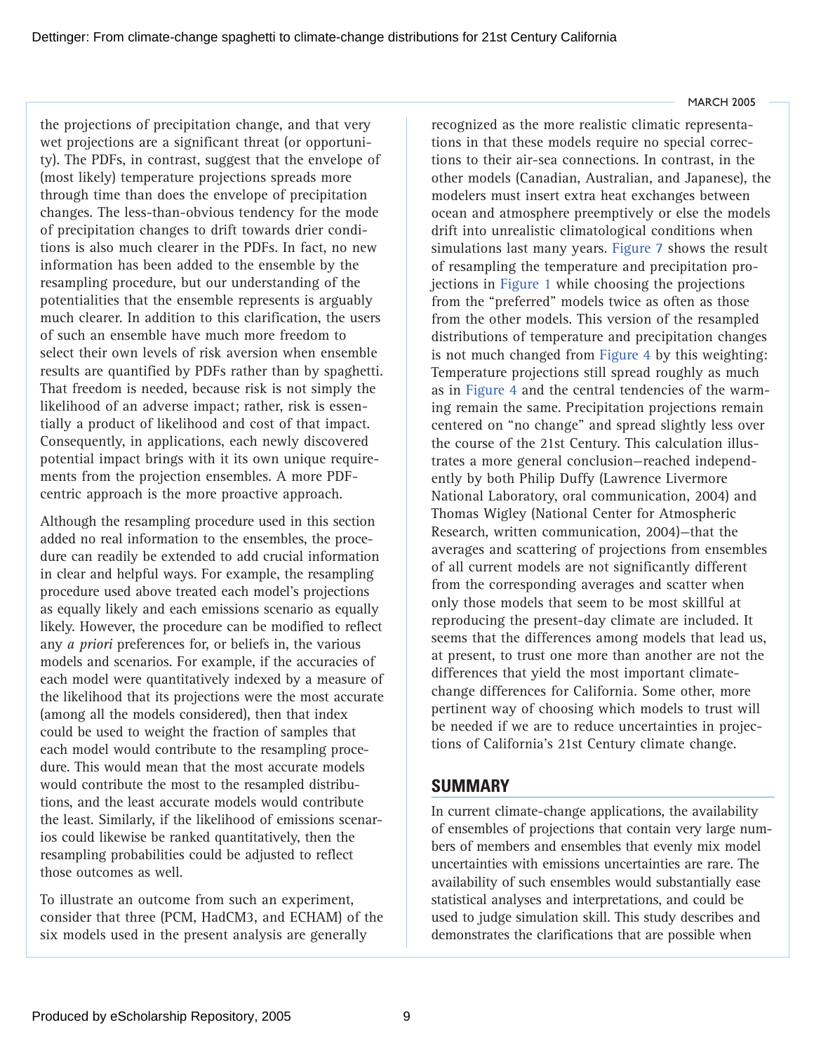the projections of precipitation change, and that very wet projections are a significant threat (or opportunity). The PDFs, in contrast, suggest that the envelope of (most likely) temperature projections spreads more through time than does the envelope of precipitation changes. The less-than-obvious tendency for the mode of precipitation changes to drift towards drier conditions is also much clearer in the PDFs. In fact, no new information has been added to the ensemble by the resampling procedure, but our understanding of the potentialities that the ensemble represents is arguably much clearer. In addition to this clarification, the users of such an ensemble have much more freedom to select their own levels of risk aversion when ensemble results are quantified by PDFs rather than by spaghetti. That freedom is needed, because risk is not simply the likelihood of an adverse impact; rather, risk is essentially a product of likelihood and cost of that impact. Consequently, in applications, each newly discovered potential impact brings with it its own unique requirements from the projection ensembles. A more PDF-centric approach is the more proactive approach.

Although the resampling procedure used in this section added no real information to the ensembles, the procedure can readily be extended to add crucial information in clear and helpful ways. For example, the resampling procedure used above treated each model's projections as equally likely and each emissions scenario as equally likely. However, the procedure can be modified to reflect any *a priori* preferences for, or beliefs in, the various models and scenarios. For example, if the accuracies of each model were quantitatively indexed by a measure of the likelihood that its projections were the most accurate (among all the models considered), then that index could be used to weight the fraction of samples that each model would contribute to the resampling procedure. This would mean that the most accurate models would contribute the most to the resampled distributions, and the least accurate models would contribute the least. Similarly, if the likelihood of emissions scenarios could likewise be ranked quantitatively, then the resampling probabilities could be adjusted to reflect those outcomes as well.

To illustrate an outcome from such an experiment, consider that three (PCM, HadCM3, and ECHAM) of the six models used in the present analysis are generally recognized as the more realistic climatic representations in that these models require no special corrections to their air-sea connections. In contrast, in the other models (Canadian, Australian, and Japanese), the modelers must insert extra heat exchanges between ocean and atmosphere preemptively or else the models drift into unrealistic climatological conditions when simulations last many years. Figure 7 shows the result of resampling the temperature and precipitation projections in Figure 1 while choosing the projections from the "preferred" models twice as often as those from the other models. This version of the resampled distributions of temperature and precipitation changes is not much changed from Figure 4 by this weighting: Temperature projections still spread roughly as much as in Figure 4 and the central tendencies of the warming remain the same. Precipitation projections remain centered on "no change" and spread slightly less over the course of the 21st Century. This calculation illustrates a more general conclusion—reached independently by both Philip Duffy (Lawrence Livermore National Laboratory, oral communication, 2004) and Thomas Wigley (National Center for Atmospheric Research, written communication, 2004)—that the averages and scattering of projections from ensembles of all current models are not significantly different from the corresponding averages and scatter when only those models that seem to be most skillful at reproducing the present-day climate are included. It seems that the differences among models that lead us, at present, to trust one more than another are not the differences that yield the most important climate-change differences for California. Some other, more pertinent way of choosing which models to trust will be needed if we are to reduce uncertainties in projections of California's 21st Century climate change.

## SUMMARY

In current climate-change applications, the availability of ensembles of projections that contain very large numbers of members and ensembles that evenly mix model uncertainties with emissions uncertainties are rare. The availability of such ensembles would substantially ease statistical analyses and interpretations, and could be used to judge simulation skill. This study describes and demonstrates the clarifications that are possible when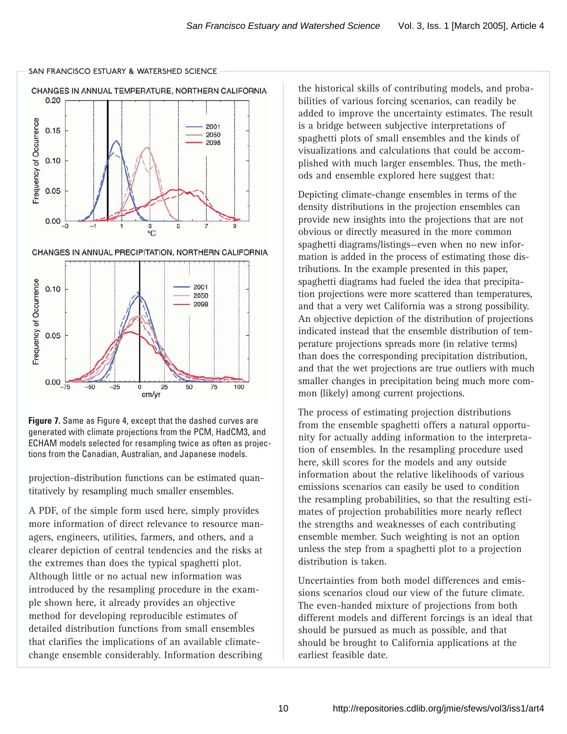CHANGES IN ANNUAL TEMPERATURE, NORTHERN CALIFORNIA

CHANGES IN ANNUAL PRECIPITATION, NORTHERN CALIFORNIA

**Figure 7.** Same as Figure 4, except that the dashed curves are generated with climate projections from the PCM, HadCM3, and ECHAM models selected for resampling twice as often as projections from the Canadian, Australian, and Japanese models.

projection-distribution functions can be estimated quantitatively by resampling much smaller ensembles.

A PDF, of the simple form used here, simply provides more information of direct relevance to resource managers, engineers, utilities, farmers, and others, and a clearer depiction of central tendencies and the risks at the extremes than does the typical spaghetti plot. Although little or no actual new information was introduced by the resampling procedure in the example shown here, it already provides an objective method for developing reproducible estimates of detailed distribution functions from small ensembles that clarifies the implications of an available climate-change ensemble considerably. Information describing the historical skills of contributing models, and probabilities of various forcing scenarios, can readily be added to improve the uncertainty estimates. The result is a bridge between subjective interpretations of spaghetti plots of small ensembles and the kinds of visualizations and calculations that could be accomplished with much larger ensembles. Thus, the methods and ensemble explored here suggest that:

Depicting climate-change ensembles in terms of the density distributions in the projection ensembles can provide new insights into the projections that are not obvious or directly measured in the more common spaghetti diagrams/listings—even when no new information is added in the process of estimating those distributions. In the example presented in this paper, spaghetti diagrams had fueled the idea that precipitation projections were more scattered than temperatures, and that a very wet California was a strong possibility. An objective depiction of the distribution of projections indicated instead that the ensemble distribution of temperature projections spreads more (in relative terms) than does the corresponding precipitation distribution, and that the wet projections are true outliers with much smaller changes in precipitation being much more common (likely) among current projections.

The process of estimating projection distributions from the ensemble spaghetti offers a natural opportunity for actually adding information to the interpretation of ensembles. In the resampling procedure used here, skill scores for the models and any outside information about the relative likelihoods of various emissions scenarios can easily be used to condition the resampling probabilities, so that the resulting estimates of projection probabilities more nearly reflect the strengths and weaknesses of each contributing ensemble member. Such weighting is not an option unless the step from a spaghetti plot to a projection distribution is taken.

Uncertainties from both model differences and emissions scenarios cloud our view of the future climate. The even-handed mixture of projections from both different models and different forcings is an ideal that should be pursued as much as possible, and that should be brought to California applications at the earliest feasible date.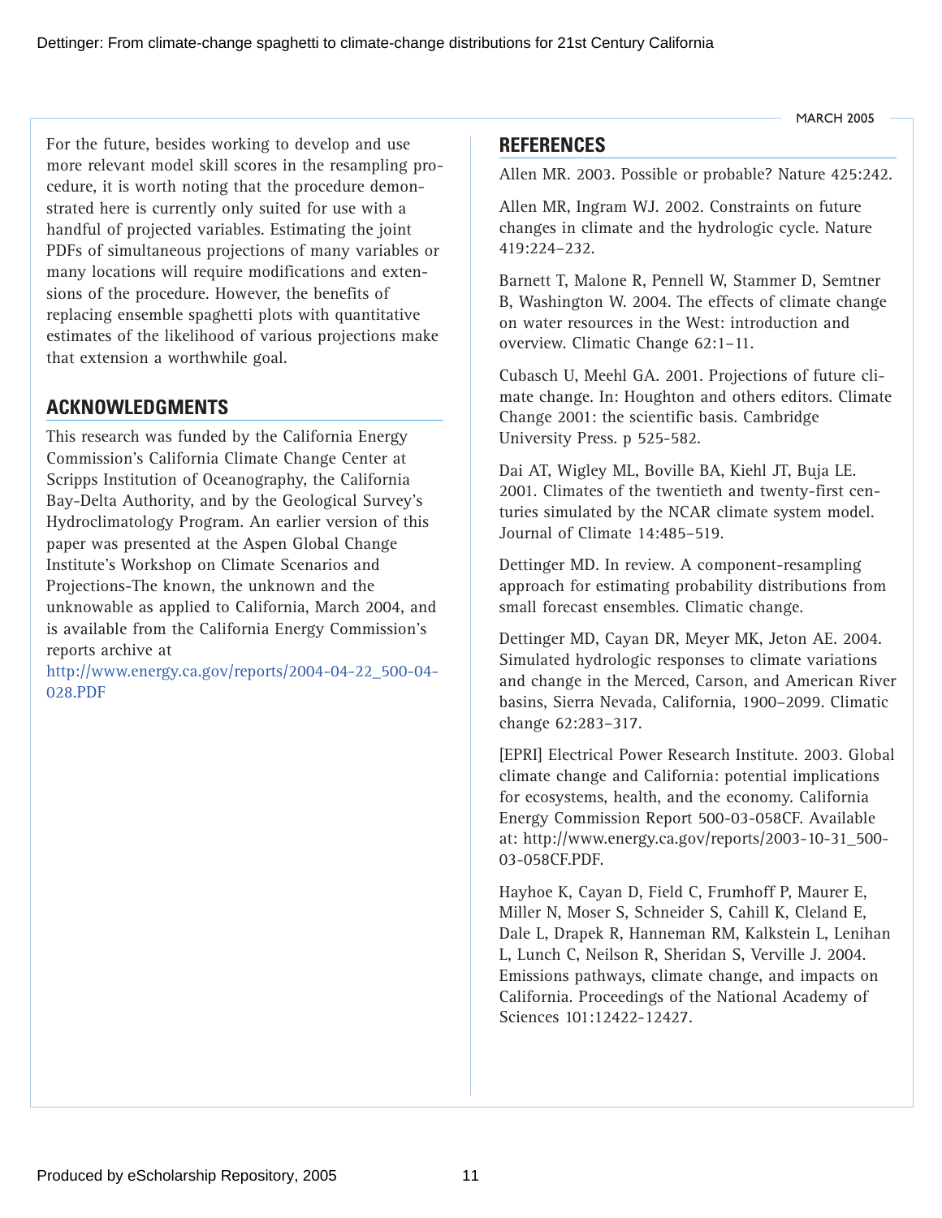For the future, besides working to develop and use more relevant model skill scores in the resampling procedure, it is worth noting that the procedure demonstrated here is currently only suited for use with a handful of projected variables. Estimating the joint PDFs of simultaneous projections of many variables or many locations will require modifications and extensions of the procedure. However, the benefits of replacing ensemble spaghetti plots with quantitative estimates of the likelihood of various projections make that extension a worthwhile goal.

## ACKNOWLEDGMENTS

This research was funded by the California Energy Commission's California Climate Change Center at Scripps Institution of Oceanography, the California Bay-Delta Authority, and by the Geological Survey's Hydroclimatology Program. An earlier version of this paper was presented at the Aspen Global Change Institute's Workshop on Climate Scenarios and Projections-The known, the unknown and the unknowable as applied to California, March 2004, and is available from the California Energy Commission's reports archive at http://www.energy.ca.gov/reports/2004-04-22_500-04-028.PDF

## REFERENCES

Allen MR. 2003. Possible or probable? Nature 425:242.

Allen MR, Ingram WJ. 2002. Constraints on future changes in climate and the hydrologic cycle. Nature 419:224–232.

Barnett T, Malone R, Pennell W, Stammer D, Semtner B, Washington W. 2004. The effects of climate change on water resources in the West: introduction and overview. Climatic Change 62:1–11.

Cubasch U, Meehl GA. 2001. Projections of future climate change. In: Houghton and others editors. Climate Change 2001: the scientific basis. Cambridge University Press. p 525-582.

Dai AT, Wigley ML, Boville BA, Kiehl JT, Buja LE. 2001. Climates of the twentieth and twenty-first centuries simulated by the NCAR climate system model. Journal of Climate 14:485–519.

Dettinger MD. In review. A component-resampling approach for estimating probability distributions from small forecast ensembles. Climatic change.

Dettinger MD, Cayan DR, Meyer MK, Jeton AE. 2004. Simulated hydrologic responses to climate variations and change in the Merced, Carson, and American River basins, Sierra Nevada, California, 1900–2099. Climatic change 62:283–317.

[EPRI] Electrical Power Research Institute. 2003. Global climate change and California: potential implications for ecosystems, health, and the economy. California Energy Commission Report 500-03-058CF. Available at: http://www.energy.ca.gov/reports/2003-10-31_500-03-058CF.PDF.

Hayhoe K, Cayan D, Field C, Frumhoff P, Maurer E, Miller N, Moser S, Schneider S, Cahill K, Cleland E, Dale L, Drapek R, Hanneman RM, Kalkstein L, Lenihan L, Lunch C, Neilson R, Sheridan S, Verville J. 2004. Emissions pathways, climate change, and impacts on California. Proceedings of the National Academy of Sciences 101:12422-12427.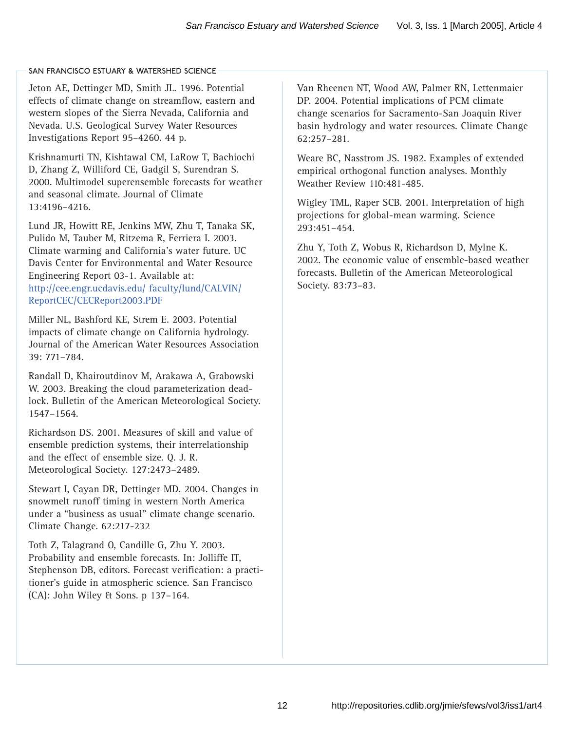Jeton AE, Dettinger MD, Smith JL. 1996. Potential effects of climate change on streamflow, eastern and western slopes of the Sierra Nevada, California and Nevada. U.S. Geological Survey Water Resources Investigations Report 95–4260. 44 p.

Krishnamurti TN, Kishtawal CM, LaRow T, Bachiochi D, Zhang Z, Williford CE, Gadgil S, Surendran S. 2000. Multimodel superensemble forecasts for weather and seasonal climate. Journal of Climate 13:4196–4216.

Lund JR, Howitt RE, Jenkins MW, Zhu T, Tanaka SK, Pulido M, Tauber M, Ritzema R, Ferriera I. 2003. Climate warming and California's water future. UC Davis Center for Environmental and Water Resource Engineering Report 03-1. Available at: http://cee.engr.ucdavis.edu/ faculty/lund/CALVIN/ ReportCEC/CECReport2003.PDF

Miller NL, Bashford KE, Strem E. 2003. Potential impacts of climate change on California hydrology. Journal of the American Water Resources Association 39: 771–784.

Randall D, Khairoutdinov M, Arakawa A, Grabowski W. 2003. Breaking the cloud parameterization deadlock. Bulletin of the American Meteorological Society. 1547–1564.

Richardson DS. 2001. Measures of skill and value of ensemble prediction systems, their interrelationship and the effect of ensemble size. Q. J. R. Meteorological Society. 127:2473–2489.

Stewart I, Cayan DR, Dettinger MD. 2004. Changes in snowmelt runoff timing in western North America under a "business as usual" climate change scenario. Climate Change. 62:217-232

Toth Z, Talagrand O, Candille G, Zhu Y. 2003. Probability and ensemble forecasts. In: Jolliffe IT, Stephenson DB, editors. Forecast verification: a practitioner's guide in atmospheric science. San Francisco (CA): John Wiley & Sons. p 137–164.

Van Rheenen NT, Wood AW, Palmer RN, Lettenmaier DP. 2004. Potential implications of PCM climate change scenarios for Sacramento-San Joaquin River basin hydrology and water resources. Climate Change 62:257–281.

Weare BC, Nasstrom JS. 1982. Examples of extended empirical orthogonal function analyses. Monthly Weather Review 110:481-485.

Wigley TML, Raper SCB. 2001. Interpretation of high projections for global-mean warming. Science 293:451–454.

Zhu Y, Toth Z, Wobus R, Richardson D, Mylne K. 2002. The economic value of ensemble-based weather forecasts. Bulletin of the American Meteorological Society. 83:73–83.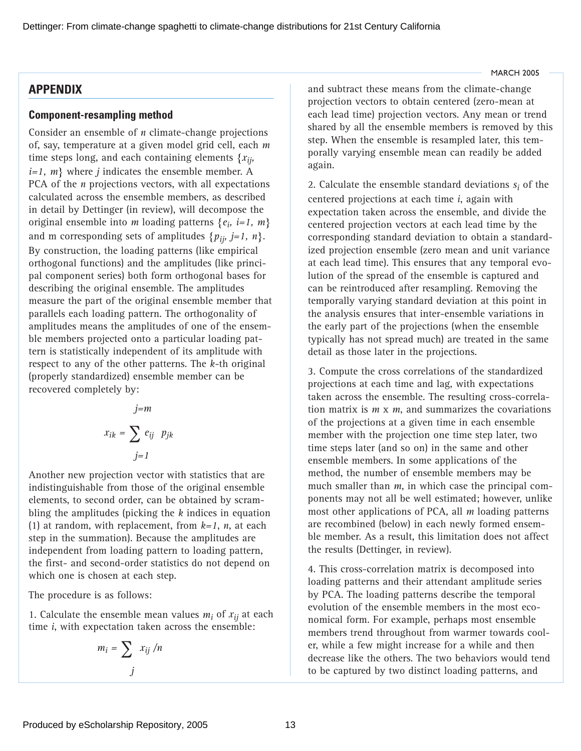## APPENDIX

### Component-resampling method

Consider an ensemble of $n$ climate-change projections of, say, temperature at a given model grid cell, each $m$ time steps long, and each containing elements $\{x_{ij}, i=1, m\}$ where $j$ indicates the ensemble member. A PCA of the $n$ projections vectors, with all expectations calculated across the ensemble members, as described in detail by Dettinger (in review), will decompose the original ensemble into $m$ loading patterns $\{e_i, i=1, m\}$ and m corresponding sets of amplitudes $\{p_{ij}, j=1, n\}$. By construction, the loading patterns (like empirical orthogonal functions) and the amplitudes (like principal component series) both form orthogonal bases for describing the original ensemble. The amplitudes measure the part of the original ensemble member that parallels each loading pattern. The orthogonality of amplitudes means the amplitudes of one of the ensemble members projected onto a particular loading pattern is statistically independent of its amplitude with respect to any of the other patterns. The $k$-th original (properly standardized) ensemble member can be recovered completely by:

$$x_{ik} = \sum_{j=1}^{j=m} e_{ij} \; p_{jk}$$

Another new projection vector with statistics that are indistinguishable from those of the original ensemble elements, to second order, can be obtained by scrambling the amplitudes (picking the $k$ indices in equation (1) at random, with replacement, from $k=1, n$, at each step in the summation). Because the amplitudes are independent from loading pattern to loading pattern, the first- and second-order statistics do not depend on which one is chosen at each step.

The procedure is as follows:

1. Calculate the ensemble mean values $m_i$ of $x_{ij}$ at each time $i$, with expectation taken across the ensemble:

$$m_i = \sum_j x_{ij} / n$$

and subtract these means from the climate-change projection vectors to obtain centered (zero-mean at each lead time) projection vectors. Any mean or trend shared by all the ensemble members is removed by this step. When the ensemble is resampled later, this temporally varying ensemble mean can readily be added again.

2. Calculate the ensemble standard deviations $s_i$ of the centered projections at each time $i$, again with expectation taken across the ensemble, and divide the centered projection vectors at each lead time by the corresponding standard deviation to obtain a standardized projection ensemble (zero mean and unit variance at each lead time). This ensures that any temporal evolution of the spread of the ensemble is captured and can be reintroduced after resampling. Removing the temporally varying standard deviation at this point in the analysis ensures that inter-ensemble variations in the early part of the projections (when the ensemble typically has not spread much) are treated in the same detail as those later in the projections.

3. Compute the cross correlations of the standardized projections at each time and lag, with expectations taken across the ensemble. The resulting cross-correlation matrix is $m$ x $m$, and summarizes the covariations of the projections at a given time in each ensemble member with the projection one time step later, two time steps later (and so on) in the same and other ensemble members. In some applications of the method, the number of ensemble members may be much smaller than $m$, in which case the principal components may not all be well estimated; however, unlike most other applications of PCA, all $m$ loading patterns are recombined (below) in each newly formed ensemble member. As a result, this limitation does not affect the results (Dettinger, in review).

4. This cross-correlation matrix is decomposed into loading patterns and their attendant amplitude series by PCA. The loading patterns describe the temporal evolution of the ensemble members in the most economical form. For example, perhaps most ensemble members trend throughout from warmer towards cooler, while a few might increase for a while and then decrease like the others. The two behaviors would tend to be captured by two distinct loading patterns, and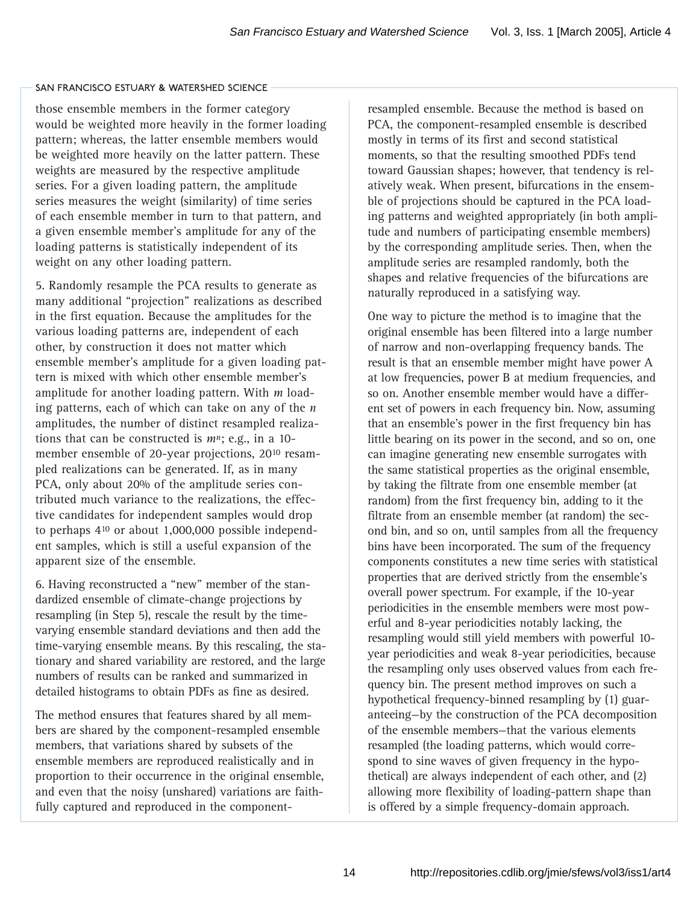those ensemble members in the former category would be weighted more heavily in the former loading pattern; whereas, the latter ensemble members would be weighted more heavily on the latter pattern. These weights are measured by the respective amplitude series. For a given loading pattern, the amplitude series measures the weight (similarity) of time series of each ensemble member in turn to that pattern, and a given ensemble member's amplitude for any of the loading patterns is statistically independent of its weight on any other loading pattern.

5. Randomly resample the PCA results to generate as many additional "projection" realizations as described in the first equation. Because the amplitudes for the various loading patterns are, independent of each other, by construction it does not matter which ensemble member's amplitude for a given loading pattern is mixed with which other ensemble member's amplitude for another loading pattern. With $m$ loading patterns, each of which can take on any of the $n$ amplitudes, the number of distinct resampled realizations that can be constructed is $m^n$; e.g., in a 10-member ensemble of 20-year projections, $20^{10}$ resampled realizations can be generated. If, as in many PCA, only about 20% of the amplitude series contributed much variance to the realizations, the effective candidates for independent samples would drop to perhaps $4^{10}$ or about 1,000,000 possible independent samples, which is still a useful expansion of the apparent size of the ensemble.

6. Having reconstructed a "new" member of the standardized ensemble of climate-change projections by resampling (in Step 5), rescale the result by the time-varying ensemble standard deviations and then add the time-varying ensemble means. By this rescaling, the stationary and shared variability are restored, and the large numbers of results can be ranked and summarized in detailed histograms to obtain PDFs as fine as desired.

The method ensures that features shared by all members are shared by the component-resampled ensemble members, that variations shared by subsets of the ensemble members are reproduced realistically and in proportion to their occurrence in the original ensemble, and even that the noisy (unshared) variations are faithfully captured and reproduced in the component-resampled ensemble. Because the method is based on PCA, the component-resampled ensemble is described mostly in terms of its first and second statistical moments, so that the resulting smoothed PDFs tend toward Gaussian shapes; however, that tendency is relatively weak. When present, bifurcations in the ensemble of projections should be captured in the PCA loading patterns and weighted appropriately (in both amplitude and numbers of participating ensemble members) by the corresponding amplitude series. Then, when the amplitude series are resampled randomly, both the shapes and relative frequencies of the bifurcations are naturally reproduced in a satisfying way.

One way to picture the method is to imagine that the original ensemble has been filtered into a large number of narrow and non-overlapping frequency bands. The result is that an ensemble member might have power A at low frequencies, power B at medium frequencies, and so on. Another ensemble member would have a different set of powers in each frequency bin. Now, assuming that an ensemble's power in the first frequency bin has little bearing on its power in the second, and so on, one can imagine generating new ensemble surrogates with the same statistical properties as the original ensemble, by taking the filtrate from one ensemble member (at random) from the first frequency bin, adding to it the filtrate from an ensemble member (at random) the second bin, and so on, until samples from all the frequency bins have been incorporated. The sum of the frequency components constitutes a new time series with statistical properties that are derived strictly from the ensemble's overall power spectrum. For example, if the 10-year periodicities in the ensemble members were most powerful and 8-year periodicities notably lacking, the resampling would still yield members with powerful 10-year periodicities and weak 8-year periodicities, because the resampling only uses observed values from each frequency bin. The present method improves on such a hypothetical frequency-binned resampling by (1) guaranteeing—by the construction of the PCA decomposition of the ensemble members—that the various elements resampled (the loading patterns, which would correspond to sine waves of given frequency in the hypothetical) are always independent of each other, and (2) allowing more flexibility of loading-pattern shape than is offered by a simple frequency-domain approach.